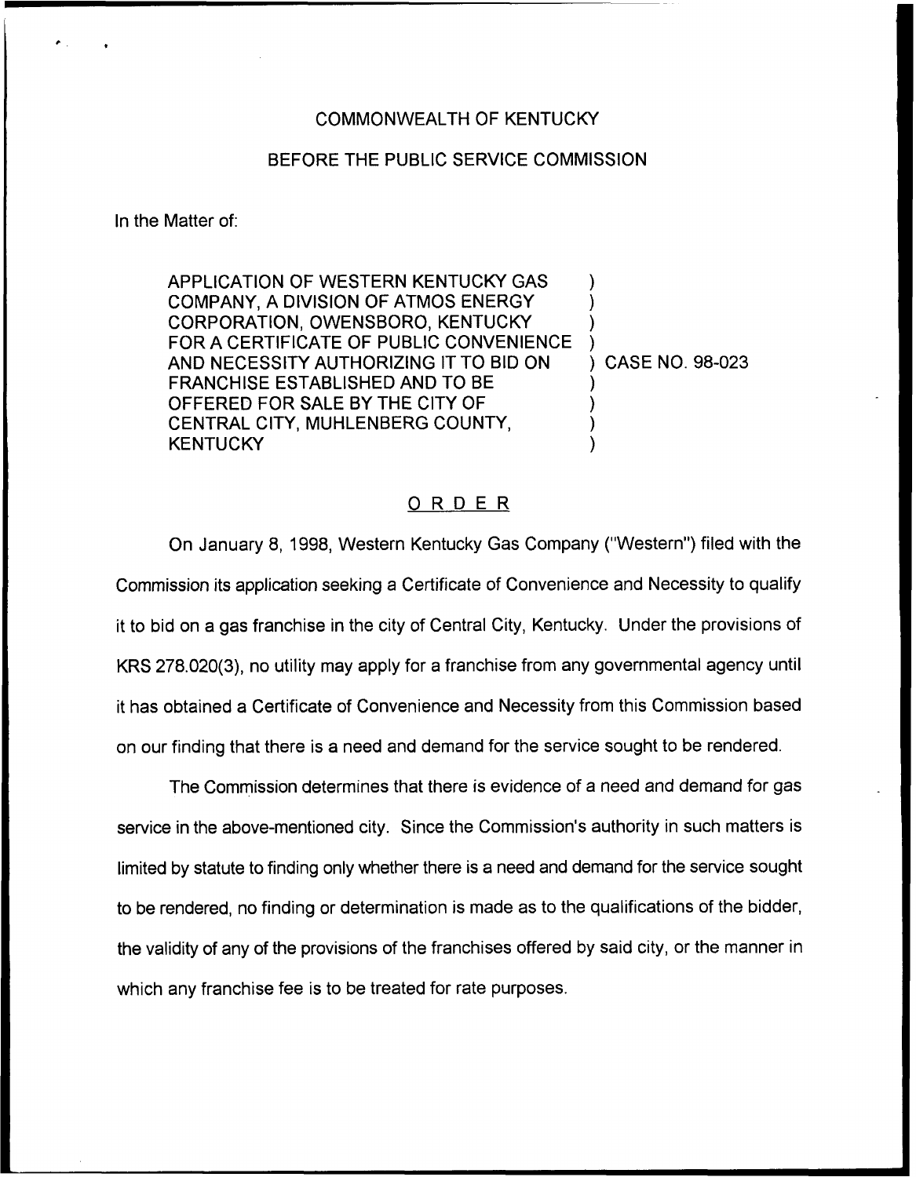COMMONWEALTH OF KENTUCKY

BEFORE THE PUBLIC SERVICE COMMISSION

In the Matter of:

APPLICATION OF WESTERN KENTUCKY GAS COMPANY, A DIVISION OF ATMOS ENERGY CORPORATION, OWENSBORO, KENTUCKY FOR A CERTIFICATE OF PUBLIC CONVENIENCE AND NECESSITY AUTHORIZING IT TO BID ON FRANCHISE ESTABLISHED AND TO BE OFFERED FOR SALE BY THE CITY OF CENTRAL CITY, MUHLENBERG COUNTY, KENTUCKY ) CASE NO. 98-023

# ORDER

On January 8, 1998, Western Kentucky Gas Company ("Western") filed with the Commission its application seeking a Certificate of Convenience and Necessity to qualify it to bid on a gas franchise in the city of Central City, Kentucky. Under the provisions of KRS 278.020(3), no utility may apply for a franchise from any governmental agency until it has obtained a Certificate of Convenience and Necessity from this Commission based on our finding that there is a need and demand for the service sought to be rendered.

The Commission determines that there is evidence of a need and demand for gas service in the above-mentioned city. Since the Commission's authority in such matters is limited by statute to finding only whether there is a need and demand for the service sought to be rendered, no finding or determination is made as to the qualifications of the bidder, the validity of any of the provisions of the franchises offered by said city, or the manner in which any franchise fee is to be treated for rate purposes.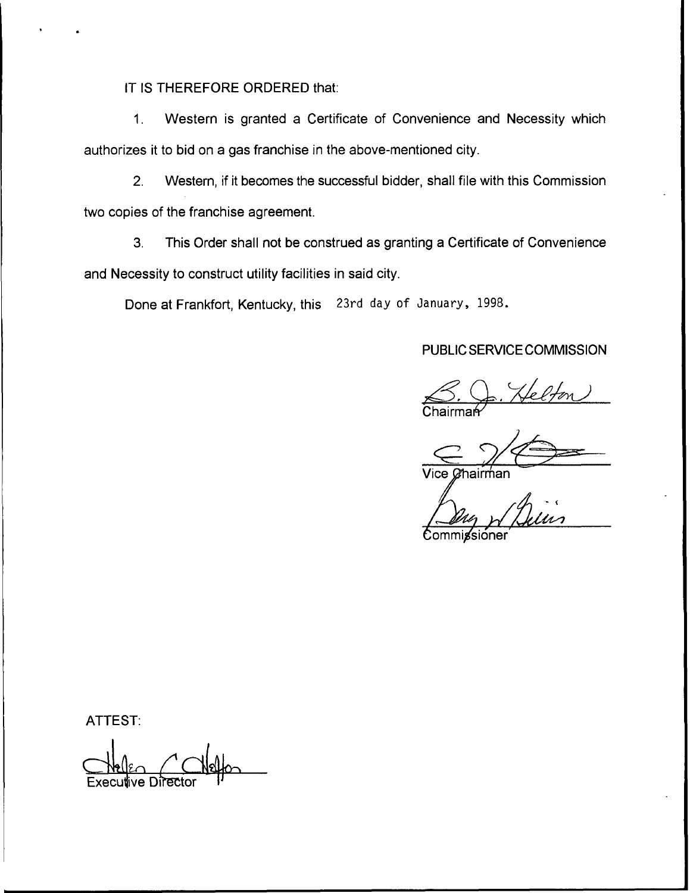IT IS THEREFORE ORDERED that:

1. Western is granted a Certificate of Convenience and Necessity which authorizes it to bid on a gas franchise in the above-mentioned city.

2. Western, if it becomes the successful bidder, shall file with this Commission two copies of the franchise agreement.

3. This Order shall not be construed as granting a Certificate of Convenience and Necessity to construct utility facilities in said city.

Done at Frankfort, Kentucky, this 23rd day of January, 1998.

PUBLIC SERVICE COMMISSION

Chairman

Vice Chairman

Commissioner

ATTEST:

Executive Director